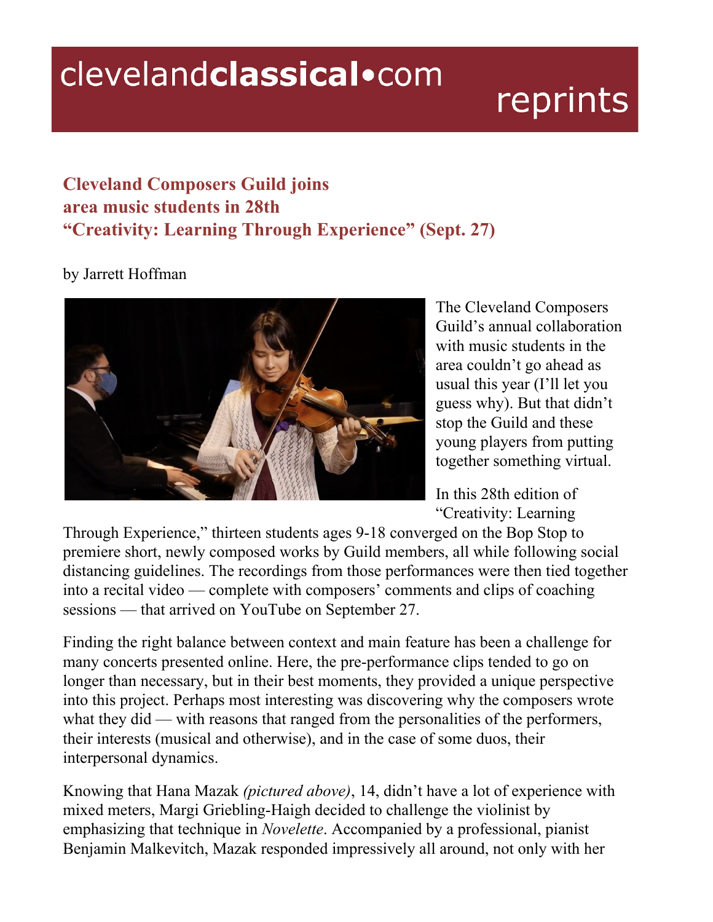# Cleveland Composers Guild joins area music students in 28th "Creativity: Learning Through Experience" (Sept. 27)

by Jarrett Hoffman

The Cleveland Composers Guild's annual collaboration with music students in the area couldn't go ahead as usual this year (I'll let you guess why). But that didn't stop the Guild and these young players from putting together something virtual.

In this 28th edition of "Creativity: Learning Through Experience," thirteen students ages 9-18 converged on the Bop Stop to premiere short, newly composed works by Guild members, all while following social distancing guidelines. The recordings from those performances were then tied together into a recital video — complete with composers' comments and clips of coaching sessions — that arrived on YouTube on September 27.

Finding the right balance between context and main feature has been a challenge for many concerts presented online. Here, the pre-performance clips tended to go on longer than necessary, but in their best moments, they provided a unique perspective into this project. Perhaps most interesting was discovering why the composers wrote what they did — with reasons that ranged from the personalities of the performers, their interests (musical and otherwise), and in the case of some duos, their interpersonal dynamics.

Knowing that Hana Mazak *(pictured above)*, 14, didn't have a lot of experience with mixed meters, Margi Griebling-Haigh decided to challenge the violinist by emphasizing that technique in *Novelette*. Accompanied by a professional, pianist Benjamin Malkevitch, Mazak responded impressively all around, not only with her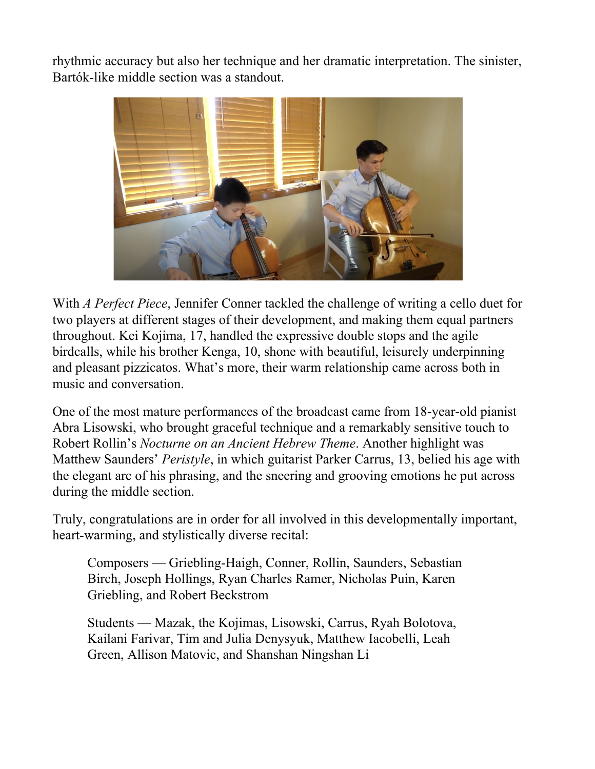rhythmic accuracy but also her technique and her dramatic interpretation. The sinister, Bartók-like middle section was a standout.

With *A Perfect Piece*, Jennifer Conner tackled the challenge of writing a cello duet for two players at different stages of their development, and making them equal partners throughout. Kei Kojima, 17, handled the expressive double stops and the agile birdcalls, while his brother Kenga, 10, shone with beautiful, leisurely underpinning and pleasant pizzicatos. What's more, their warm relationship came across both in music and conversation.

One of the most mature performances of the broadcast came from 18-year-old pianist Abra Lisowski, who brought graceful technique and a remarkably sensitive touch to Robert Rollin's *Nocturne on an Ancient Hebrew Theme*. Another highlight was Matthew Saunders' *Peristyle*, in which guitarist Parker Carrus, 13, belied his age with the elegant arc of his phrasing, and the sneering and grooving emotions he put across during the middle section.

Truly, congratulations are in order for all involved in this developmentally important, heart-warming, and stylistically diverse recital:

> Composers — Griebling-Haigh, Conner, Rollin, Saunders, Sebastian Birch, Joseph Hollings, Ryan Charles Ramer, Nicholas Puin, Karen Griebling, and Robert Beckstrom
>
> Students — Mazak, the Kojimas, Lisowski, Carrus, Ryah Bolotova, Kailani Farivar, Tim and Julia Denysyuk, Matthew Iacobelli, Leah Green, Allison Matovic, and Shanshan Ningshan Li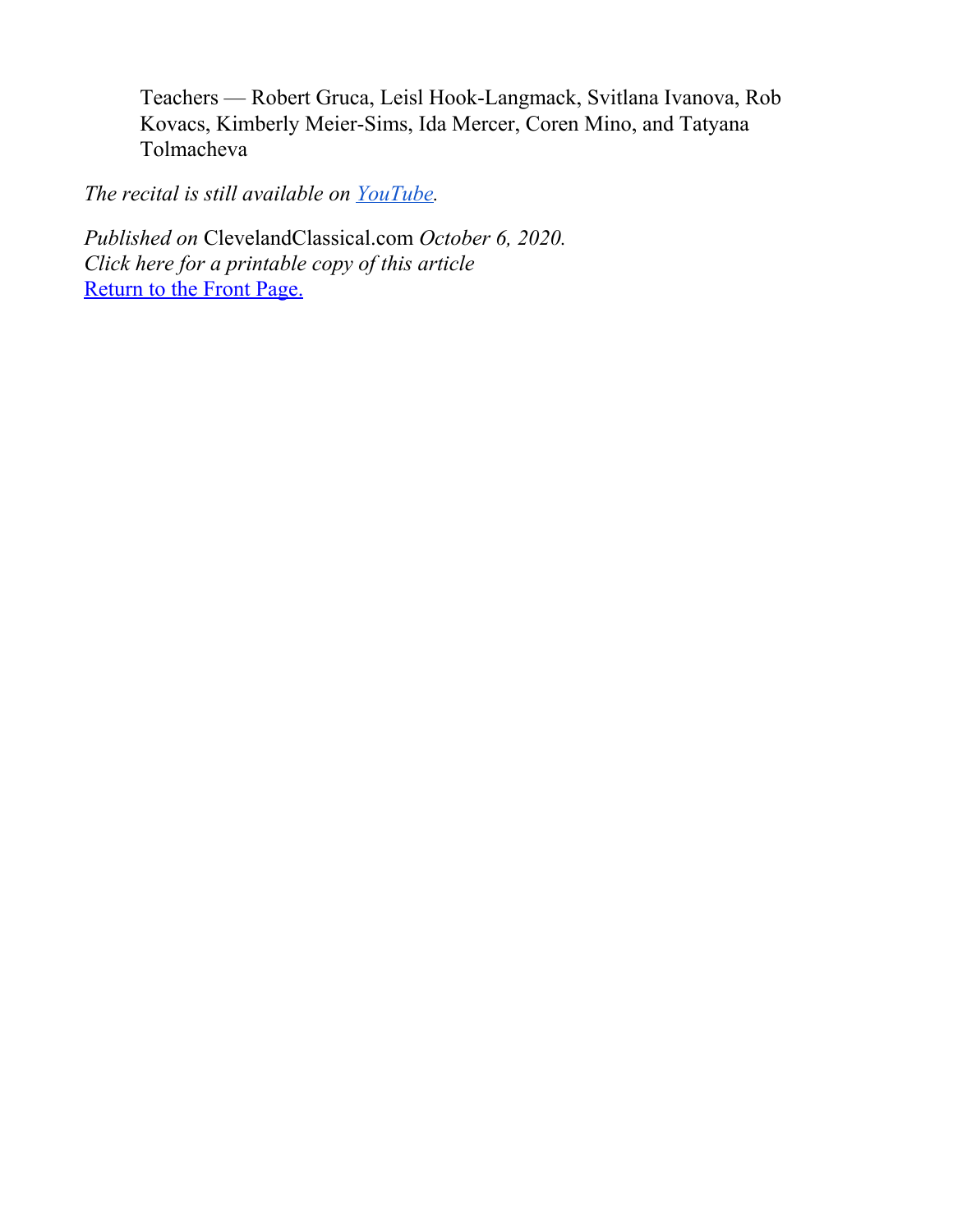Teachers — Robert Gruca, Leisl Hook-Langmack, Svitlana Ivanova, Rob Kovacs, Kimberly Meier-Sims, Ida Mercer, Coren Mino, and Tatyana Tolmacheva

*The recital is still available on YouTube.*

*Published on* ClevelandClassical.com *October 6, 2020.*
*Click here for a printable copy of this article*
Return to the Front Page.